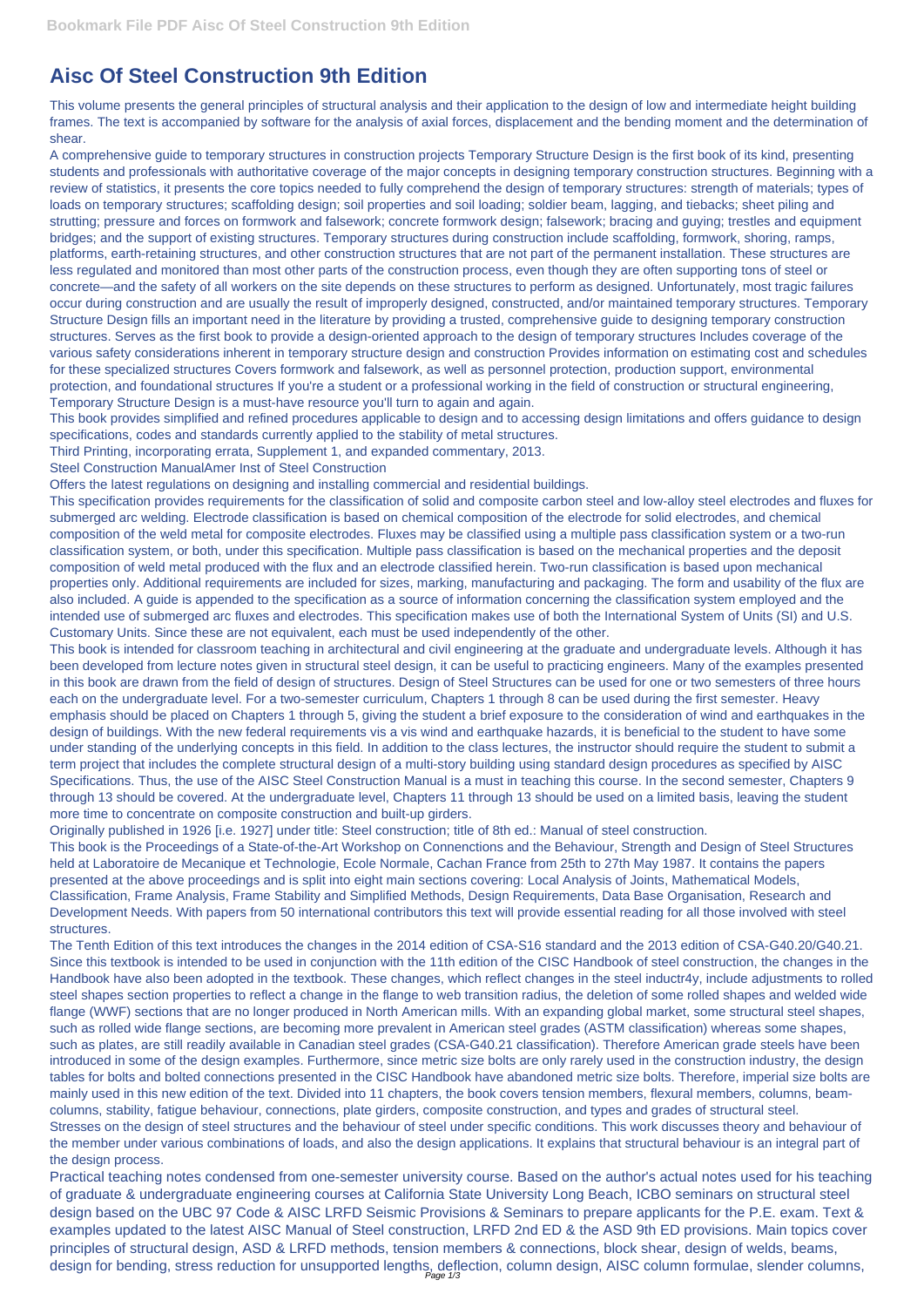# Aisc Of Steel Construction 9th Edition

This volume presents the general principles of structural analysis and their application to the design of low and intermediate height building frames. The text is accompanied by software for the analysis of axial forces, displacement and the bending moment and the determination of shear.

A comprehensive guide to temporary structures in construction projects Temporary Structure Design is the first book of its kind, presenting students and professionals with authoritative coverage of the major concepts in designing temporary construction structures. Beginning with a review of statistics, it presents the core topics needed to fully comprehend the design of temporary structures: strength of materials; types of loads on temporary structures; scaffolding design; soil properties and soil loading; soldier beam, lagging, and tiebacks; sheet piling and strutting; pressure and forces on formwork and falsework; concrete formwork design; falsework; bracing and guying; trestles and equipment bridges; and the support of existing structures. Temporary structures during construction include scaffolding, formwork, shoring, ramps, platforms, earth-retaining structures, and other construction structures that are not part of the permanent installation. These structures are less regulated and monitored than most other parts of the construction process, even though they are often supporting tons of steel or concrete—and the safety of all workers on the site depends on these structures to perform as designed. Unfortunately, most tragic failures occur during construction and are usually the result of improperly designed, constructed, and/or maintained temporary structures. Temporary Structure Design fills an important need in the literature by providing a trusted, comprehensive guide to designing temporary construction structures. Serves as the first book to provide a design-oriented approach to the design of temporary structures Includes coverage of the various safety considerations inherent in temporary structure design and construction Provides information on estimating cost and schedules for these specialized structures Covers formwork and falsework, as well as personnel protection, production support, environmental protection, and foundational structures If you're a student or a professional working in the field of construction or structural engineering, Temporary Structure Design is a must-have resource you'll turn to again and again.

This book provides simplified and refined procedures applicable to design and to accessing design limitations and offers guidance to design specifications, codes and standards currently applied to the stability of metal structures.

Third Printing, incorporating errata, Supplement 1, and expanded commentary, 2013.

Steel Construction ManualAmer Inst of Steel Construction

Offers the latest regulations on designing and installing commercial and residential buildings.

This specification provides requirements for the classification of solid and composite carbon steel and low-alloy steel electrodes and fluxes for submerged arc welding. Electrode classification is based on chemical composition of the electrode for solid electrodes, and chemical composition of the weld metal for composite electrodes. Fluxes may be classified using a multiple pass classification system or a two-run classification system, or both, under this specification. Multiple pass classification is based on the mechanical properties and the deposit composition of weld metal produced with the flux and an electrode classified herein. Two-run classification is based upon mechanical properties only. Additional requirements are included for sizes, marking, manufacturing and packaging. The form and usability of the flux are also included. A guide is appended to the specification as a source of information concerning the classification system employed and the intended use of submerged arc fluxes and electrodes. This specification makes use of both the International System of Units (SI) and U.S. Customary Units. Since these are not equivalent, each must be used independently of the other.

This book is intended for classroom teaching in architectural and civil engineering at the graduate and undergraduate levels. Although it has been developed from lecture notes given in structural steel design, it can be useful to practicing engineers. Many of the examples presented in this book are drawn from the field of design of structures. Design of Steel Structures can be used for one or two semesters of three hours each on the undergraduate level. For a two-semester curriculum, Chapters 1 through 8 can be used during the first semester. Heavy emphasis should be placed on Chapters 1 through 5, giving the student a brief exposure to the consideration of wind and earthquakes in the design of buildings. With the new federal requirements vis a vis wind and earthquake hazards, it is beneficial to the student to have some under standing of the underlying concepts in this field. In addition to the class lectures, the instructor should require the student to submit a term project that includes the complete structural design of a multi-story building using standard design procedures as specified by AISC Specifications. Thus, the use of the AISC Steel Construction Manual is a must in teaching this course. In the second semester, Chapters 9 through 13 should be covered. At the undergraduate level, Chapters 11 through 13 should be used on a limited basis, leaving the student more time to concentrate on composite construction and built-up girders.

Originally published in 1926 [i.e. 1927] under title: Steel construction; title of 8th ed.: Manual of steel construction.

This book is the Proceedings of a State-of-the-Art Workshop on Connenctions and the Behaviour, Strength and Design of Steel Structures held at Laboratoire de Mecanique et Technologie, Ecole Normale, Cachan France from 25th to 27th May 1987. It contains the papers presented at the above proceedings and is split into eight main sections covering: Local Analysis of Joints, Mathematical Models, Classification, Frame Analysis, Frame Stability and Simplified Methods, Design Requirements, Data Base Organisation, Research and Development Needs. With papers from 50 international contributors this text will provide essential reading for all those involved with steel structures.

The Tenth Edition of this text introduces the changes in the 2014 edition of CSA-S16 standard and the 2013 edition of CSA-G40.20/G40.21. Since this textbook is intended to be used in conjunction with the 11th edition of the CISC Handbook of steel construction, the changes in the Handbook have also been adopted in the textbook. These changes, which reflect changes in the steel inductr4y, include adjustments to rolled steel shapes section properties to reflect a change in the flange to web transition radius, the deletion of some rolled shapes and welded wide flange (WWF) sections that are no longer produced in North American mills. With an expanding global market, some structural steel shapes, such as rolled wide flange sections, are becoming more prevalent in American steel grades (ASTM classification) whereas some shapes, such as plates, are still readily available in Canadian steel grades (CSA-G40.21 classification). Therefore American grade steels have been introduced in some of the design examples. Furthermore, since metric size bolts are only rarely used in the construction industry, the design tables for bolts and bolted connections presented in the CISC Handbook have abandoned metric size bolts. Therefore, imperial size bolts are mainly used in this new edition of the text. Divided into 11 chapters, the book covers tension members, flexural members, columns, beam-columns, stability, fatigue behaviour, connections, plate girders, composite construction, and types and grades of structural steel.

Stresses on the design of steel structures and the behaviour of steel under specific conditions. This work discusses theory and behaviour of the member under various combinations of loads, and also the design applications. It explains that structural behaviour is an integral part of the design process.

Practical teaching notes condensed from one-semester university course. Based on the author's actual notes used for his teaching of graduate & undergraduate engineering courses at California State University Long Beach, ICBO seminars on structural steel design based on the UBC 97 Code & AISC LRFD Seismic Provisions & Seminars to prepare applicants for the P.E. exam. Text & examples updated to the latest AISC Manual of Steel construction, LRFD 2nd ED & the ASD 9th ED provisions. Main topics cover principles of structural design, ASD & LRFD methods, tension members & connections, block shear, design of welds, beams, design for bending, stress reduction for unsupported lengths, deflection, column design, AISC column formulae, slender columns,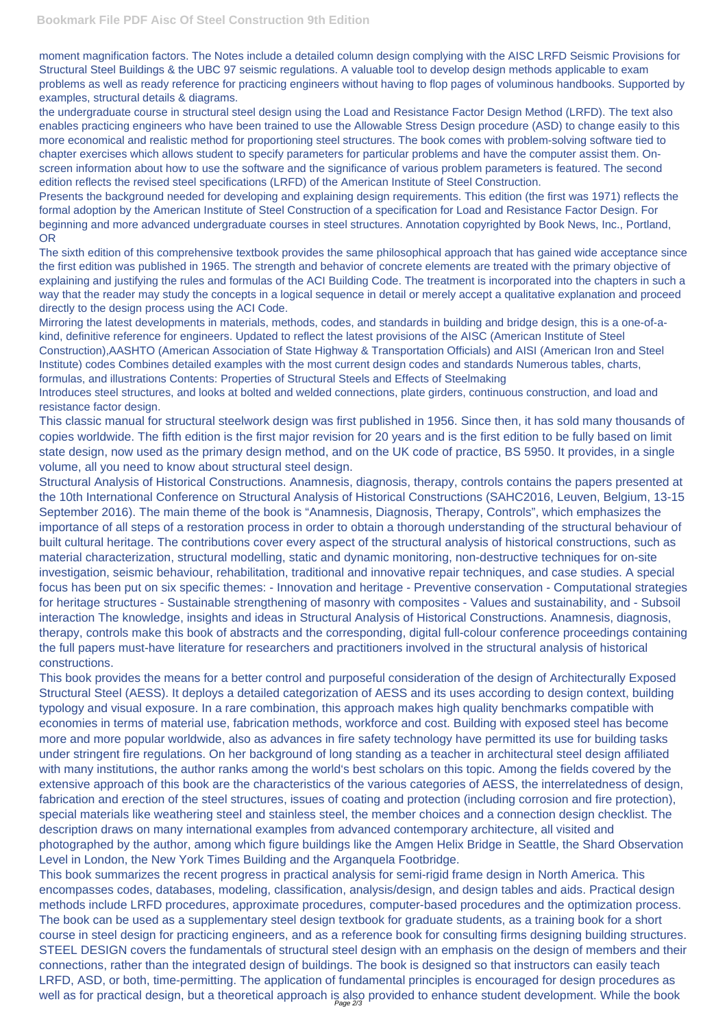moment magnification factors. The Notes include a detailed column design complying with the AISC LRFD Seismic Provisions for Structural Steel Buildings & the UBC 97 seismic regulations. A valuable tool to develop design methods applicable to exam problems as well as ready reference for practicing engineers without having to flop pages of voluminous handbooks. Supported by examples, structural details & diagrams.

the undergraduate course in structural steel design using the Load and Resistance Factor Design Method (LRFD). The text also enables practicing engineers who have been trained to use the Allowable Stress Design procedure (ASD) to change easily to this more economical and realistic method for proportioning steel structures. The book comes with problem-solving software tied to chapter exercises which allows student to specify parameters for particular problems and have the computer assist them. On-screen information about how to use the software and the significance of various problem parameters is featured. The second edition reflects the revised steel specifications (LRFD) of the American Institute of Steel Construction.

Presents the background needed for developing and explaining design requirements. This edition (the first was 1971) reflects the formal adoption by the American Institute of Steel Construction of a specification for Load and Resistance Factor Design. For beginning and more advanced undergraduate courses in steel structures. Annotation copyrighted by Book News, Inc., Portland, OR

The sixth edition of this comprehensive textbook provides the same philosophical approach that has gained wide acceptance since the first edition was published in 1965. The strength and behavior of concrete elements are treated with the primary objective of explaining and justifying the rules and formulas of the ACI Building Code. The treatment is incorporated into the chapters in such a way that the reader may study the concepts in a logical sequence in detail or merely accept a qualitative explanation and proceed directly to the design process using the ACI Code.

Mirroring the latest developments in materials, methods, codes, and standards in building and bridge design, this is a one-of-a-kind, definitive reference for engineers. Updated to reflect the latest provisions of the AISC (American Institute of Steel Construction),AASHTO (American Association of State Highway & Transportation Officials) and AISI (American Iron and Steel Institute) codes Combines detailed examples with the most current design codes and standards Numerous tables, charts, formulas, and illustrations Contents: Properties of Structural Steels and Effects of Steelmaking

Introduces steel structures, and looks at bolted and welded connections, plate girders, continuous construction, and load and resistance factor design.

This classic manual for structural steelwork design was first published in 1956. Since then, it has sold many thousands of copies worldwide. The fifth edition is the first major revision for 20 years and is the first edition to be fully based on limit state design, now used as the primary design method, and on the UK code of practice, BS 5950. It provides, in a single volume, all you need to know about structural steel design.

Structural Analysis of Historical Constructions. Anamnesis, diagnosis, therapy, controls contains the papers presented at the 10th International Conference on Structural Analysis of Historical Constructions (SAHC2016, Leuven, Belgium, 13-15 September 2016). The main theme of the book is "Anamnesis, Diagnosis, Therapy, Controls", which emphasizes the importance of all steps of a restoration process in order to obtain a thorough understanding of the structural behaviour of built cultural heritage. The contributions cover every aspect of the structural analysis of historical constructions, such as material characterization, structural modelling, static and dynamic monitoring, non-destructive techniques for on-site investigation, seismic behaviour, rehabilitation, traditional and innovative repair techniques, and case studies. A special focus has been put on six specific themes: - Innovation and heritage - Preventive conservation - Computational strategies for heritage structures - Sustainable strengthening of masonry with composites - Values and sustainability, and - Subsoil interaction The knowledge, insights and ideas in Structural Analysis of Historical Constructions. Anamnesis, diagnosis, therapy, controls make this book of abstracts and the corresponding, digital full-colour conference proceedings containing the full papers must-have literature for researchers and practitioners involved in the structural analysis of historical constructions.

This book provides the means for a better control and purposeful consideration of the design of Architecturally Exposed Structural Steel (AESS). It deploys a detailed categorization of AESS and its uses according to design context, building typology and visual exposure. In a rare combination, this approach makes high quality benchmarks compatible with economies in terms of material use, fabrication methods, workforce and cost. Building with exposed steel has become more and more popular worldwide, also as advances in fire safety technology have permitted its use for building tasks under stringent fire regulations. On her background of long standing as a teacher in architectural steel design affiliated with many institutions, the author ranks among the world's best scholars on this topic. Among the fields covered by the extensive approach of this book are the characteristics of the various categories of AESS, the interrelatedness of design, fabrication and erection of the steel structures, issues of coating and protection (including corrosion and fire protection), special materials like weathering steel and stainless steel, the member choices and a connection design checklist. The description draws on many international examples from advanced contemporary architecture, all visited and photographed by the author, among which figure buildings like the Amgen Helix Bridge in Seattle, the Shard Observation Level in London, the New York Times Building and the Arganquela Footbridge.

This book summarizes the recent progress in practical analysis for semi-rigid frame design in North America. This encompasses codes, databases, modeling, classification, analysis/design, and design tables and aids. Practical design methods include LRFD procedures, approximate procedures, computer-based procedures and the optimization process. The book can be used as a supplementary steel design textbook for graduate students, as a training book for a short course in steel design for practicing engineers, and as a reference book for consulting firms designing building structures.

STEEL DESIGN covers the fundamentals of structural steel design with an emphasis on the design of members and their connections, rather than the integrated design of buildings. The book is designed so that instructors can easily teach LRFD, ASD, or both, time-permitting. The application of fundamental principles is encouraged for design procedures as well as for practical design, but a theoretical approach is also provided to enhance student development. While the book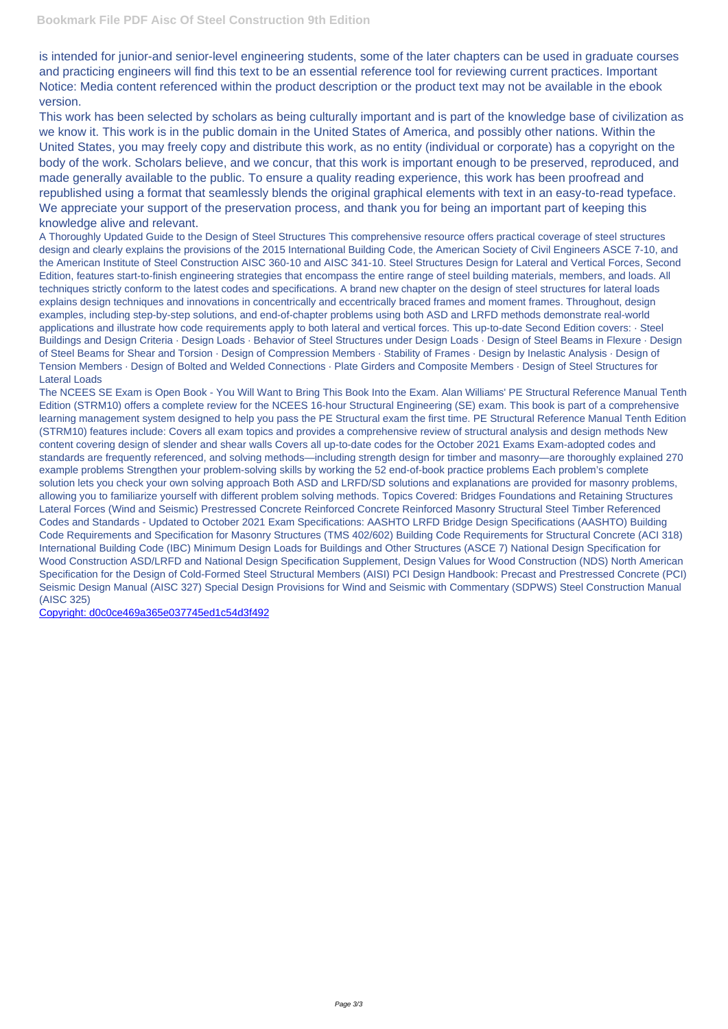is intended for junior-and senior-level engineering students, some of the later chapters can be used in graduate courses and practicing engineers will find this text to be an essential reference tool for reviewing current practices. Important Notice: Media content referenced within the product description or the product text may not be available in the ebook version.

This work has been selected by scholars as being culturally important and is part of the knowledge base of civilization as we know it. This work is in the public domain in the United States of America, and possibly other nations. Within the United States, you may freely copy and distribute this work, as no entity (individual or corporate) has a copyright on the body of the work. Scholars believe, and we concur, that this work is important enough to be preserved, reproduced, and made generally available to the public. To ensure a quality reading experience, this work has been proofread and republished using a format that seamlessly blends the original graphical elements with text in an easy-to-read typeface. We appreciate your support of the preservation process, and thank you for being an important part of keeping this knowledge alive and relevant.

A Thoroughly Updated Guide to the Design of Steel Structures This comprehensive resource offers practical coverage of steel structures design and clearly explains the provisions of the 2015 International Building Code, the American Society of Civil Engineers ASCE 7-10, and the American Institute of Steel Construction AISC 360-10 and AISC 341-10. Steel Structures Design for Lateral and Vertical Forces, Second Edition, features start-to-finish engineering strategies that encompass the entire range of steel building materials, members, and loads. All techniques strictly conform to the latest codes and specifications. A brand new chapter on the design of steel structures for lateral loads explains design techniques and innovations in concentrically and eccentrically braced frames and moment frames. Throughout, design examples, including step-by-step solutions, and end-of-chapter problems using both ASD and LRFD methods demonstrate real-world applications and illustrate how code requirements apply to both lateral and vertical forces. This up-to-date Second Edition covers: · Steel Buildings and Design Criteria · Design Loads · Behavior of Steel Structures under Design Loads · Design of Steel Beams in Flexure · Design of Steel Beams for Shear and Torsion · Design of Compression Members · Stability of Frames · Design by Inelastic Analysis · Design of Tension Members · Design of Bolted and Welded Connections · Plate Girders and Composite Members · Design of Steel Structures for Lateral Loads

The NCEES SE Exam is Open Book - You Will Want to Bring This Book Into the Exam. Alan Williams' PE Structural Reference Manual Tenth Edition (STRM10) offers a complete review for the NCEES 16-hour Structural Engineering (SE) exam. This book is part of a comprehensive learning management system designed to help you pass the PE Structural exam the first time. PE Structural Reference Manual Tenth Edition (STRM10) features include: Covers all exam topics and provides a comprehensive review of structural analysis and design methods New content covering design of slender and shear walls Covers all up-to-date codes for the October 2021 Exams Exam-adopted codes and standards are frequently referenced, and solving methods—including strength design for timber and masonry—are thoroughly explained 270 example problems Strengthen your problem-solving skills by working the 52 end-of-book practice problems Each problem's complete solution lets you check your own solving approach Both ASD and LRFD/SD solutions and explanations are provided for masonry problems, allowing you to familiarize yourself with different problem solving methods. Topics Covered: Bridges Foundations and Retaining Structures Lateral Forces (Wind and Seismic) Prestressed Concrete Reinforced Concrete Reinforced Masonry Structural Steel Timber Referenced Codes and Standards - Updated to October 2021 Exam Specifications: AASHTO LRFD Bridge Design Specifications (AASHTO) Building Code Requirements and Specification for Masonry Structures (TMS 402/602) Building Code Requirements for Structural Concrete (ACI 318) International Building Code (IBC) Minimum Design Loads for Buildings and Other Structures (ASCE 7) National Design Specification for Wood Construction ASD/LRFD and National Design Specification Supplement, Design Values for Wood Construction (NDS) North American Specification for the Design of Cold-Formed Steel Structural Members (AISI) PCI Design Handbook: Precast and Prestressed Concrete (PCI) Seismic Design Manual (AISC 327) Special Design Provisions for Wind and Seismic with Commentary (SDPWS) Steel Construction Manual (AISC 325)

Copyright: d0c0ce469a365e037745ed1c54d3f492